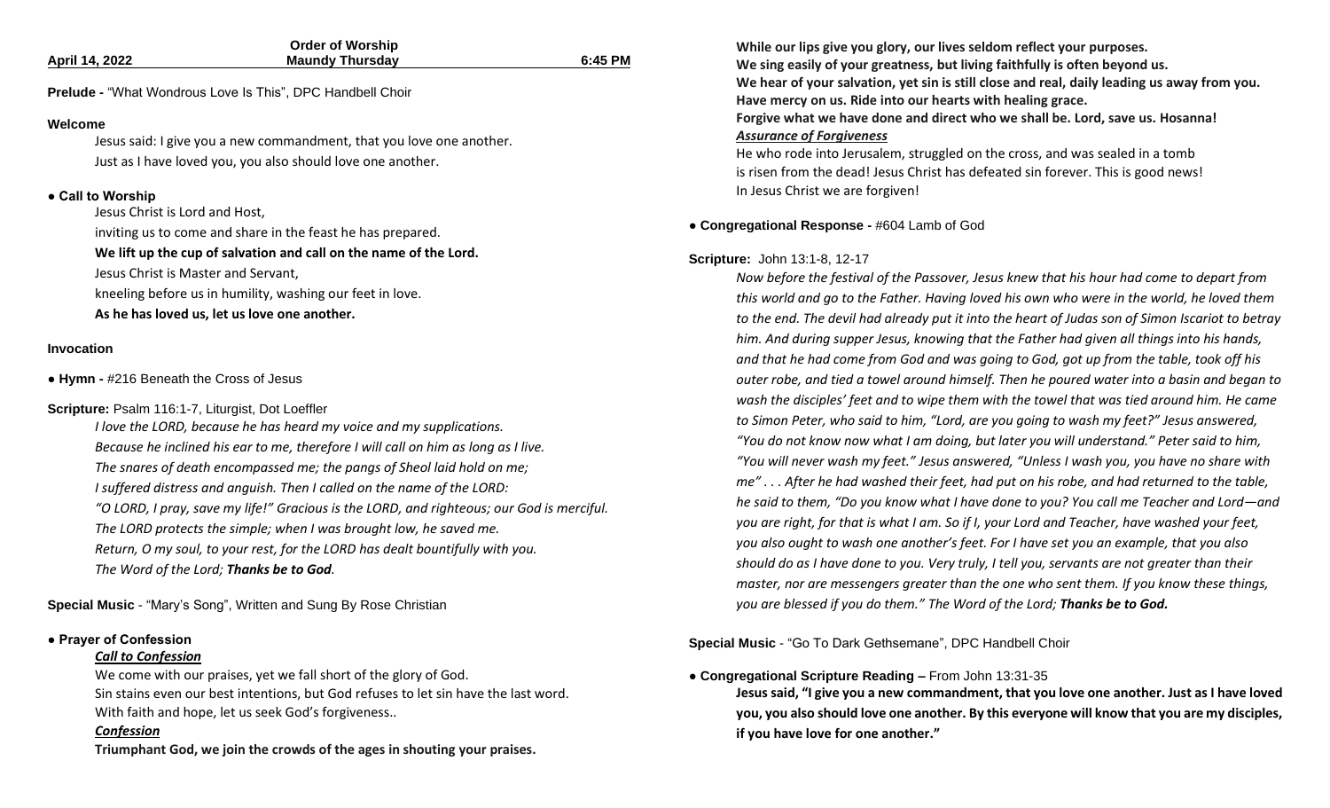**Order of Worship**

**April 14, 2022** **Maundy Thursday** **6:45 PM**

**Prelude -** "What Wondrous Love Is This", DPC Handbell Choir

**Welcome**

Jesus said: I give you a new commandment, that you love one another.
Just as I have loved you, you also should love one another.

**● Call to Worship**

Jesus Christ is Lord and Host,
inviting us to come and share in the feast he has prepared.
**We lift up the cup of salvation and call on the name of the Lord.**
Jesus Christ is Master and Servant,
kneeling before us in humility, washing our feet in love.
**As he has loved us, let us love one another.**

**Invocation**

**● Hymn -** #216 Beneath the Cross of Jesus

**Scripture:** Psalm 116:1-7, Liturgist, Dot Loeffler

*I love the LORD, because he has heard my voice and my supplications.*
*Because he inclined his ear to me, therefore I will call on him as long as I live.*
*The snares of death encompassed me; the pangs of Sheol laid hold on me;*
*I suffered distress and anguish. Then I called on the name of the LORD:*
*"O LORD, I pray, save my life!" Gracious is the LORD, and righteous; our God is merciful.*
*The LORD protects the simple; when I was brought low, he saved me.*
*Return, O my soul, to your rest, for the LORD has dealt bountifully with you.*
*The Word of the Lord; **Thanks be to God**.*

**Special Music** - "Mary's Song", Written and Sung By Rose Christian

**● Prayer of Confession**

***Call to Confession***

We come with our praises, yet we fall short of the glory of God.
Sin stains even our best intentions, but God refuses to let sin have the last word.
With faith and hope, let us seek God's forgiveness..

***Confession***

**Triumphant God, we join the crowds of the ages in shouting your praises.**
**While our lips give you glory, our lives seldom reflect your purposes.**
**We sing easily of your greatness, but living faithfully is often beyond us.**
**We hear of your salvation, yet sin is still close and real, daily leading us away from you.**
**Have mercy on us. Ride into our hearts with healing grace.**
**Forgive what we have done and direct who we shall be. Lord, save us. Hosanna!**

***Assurance of Forgiveness***

He who rode into Jerusalem, struggled on the cross, and was sealed in a tomb
is risen from the dead! Jesus Christ has defeated sin forever. This is good news!
In Jesus Christ we are forgiven!

**● Congregational Response -** #604 Lamb of God

**Scripture:** John 13:1-8, 12-17

*Now before the festival of the Passover, Jesus knew that his hour had come to depart from this world and go to the Father. Having loved his own who were in the world, he loved them to the end. The devil had already put it into the heart of Judas son of Simon Iscariot to betray him. And during supper Jesus, knowing that the Father had given all things into his hands, and that he had come from God and was going to God, got up from the table, took off his outer robe, and tied a towel around himself. Then he poured water into a basin and began to wash the disciples' feet and to wipe them with the towel that was tied around him. He came to Simon Peter, who said to him, "Lord, are you going to wash my feet?" Jesus answered, "You do not know now what I am doing, but later you will understand." Peter said to him, "You will never wash my feet." Jesus answered, "Unless I wash you, you have no share with me" . . . After he had washed their feet, had put on his robe, and had returned to the table, he said to them, "Do you know what I have done to you? You call me Teacher and Lord—and you are right, for that is what I am. So if I, your Lord and Teacher, have washed your feet, you also ought to wash one another's feet. For I have set you an example, that you also should do as I have done to you. Very truly, I tell you, servants are not greater than their master, nor are messengers greater than the one who sent them. If you know these things, you are blessed if you do them." The Word of the Lord; **Thanks be to God.***

**Special Music** - "Go To Dark Gethsemane", DPC Handbell Choir

**● Congregational Scripture Reading –** From John 13:31-35

**Jesus said, "I give you a new commandment, that you love one another. Just as I have loved you, you also should love one another. By this everyone will know that you are my disciples, if you have love for one another."**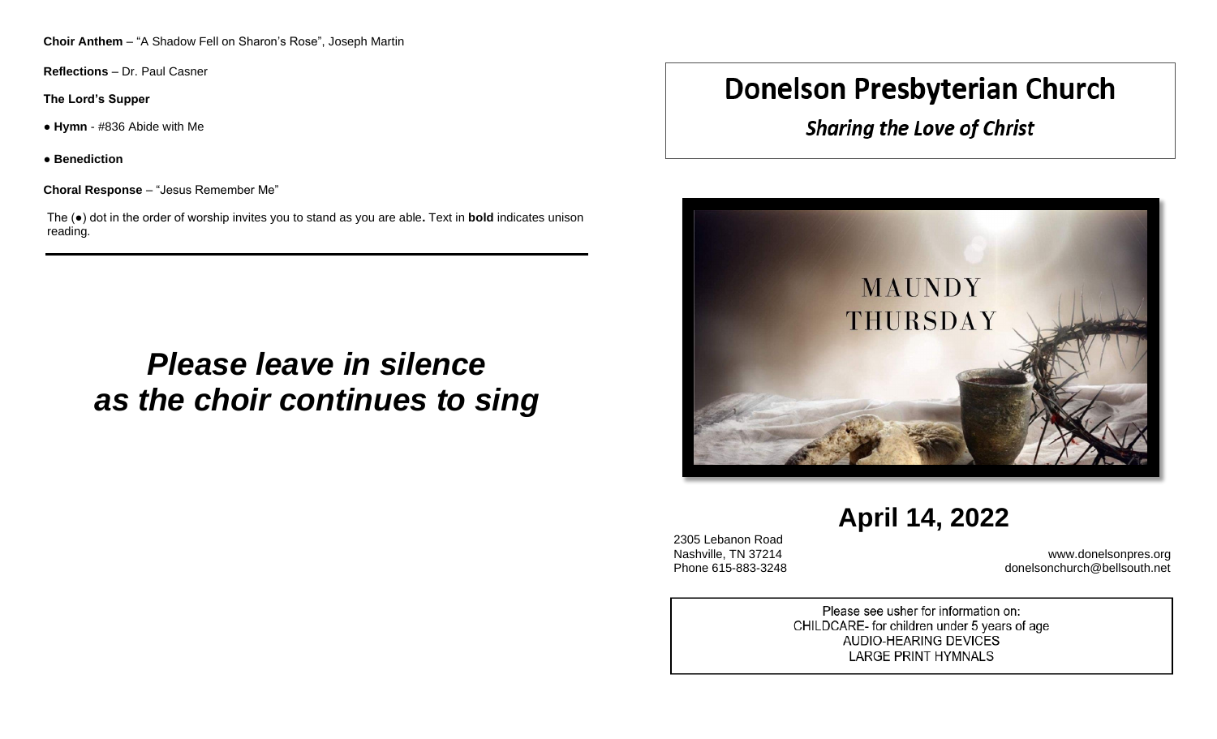**Choir Anthem** – "A Shadow Fell on Sharon's Rose", Joseph Martin

**Reflections** – Dr. Paul Casner

**The Lord's Supper**

● **Hymn** - #836 Abide with Me

● **Benediction**

**Choral Response** – "Jesus Remember Me"

The (●) dot in the order of worship invites you to stand as you are able**.** Text in **bold** indicates unison reading.

---

## *Please leave in silence as the choir continues to sing*

# Donelson Presbyterian Church

***Sharing the Love of Christ***

MAUNDY THURSDAY

## April 14, 2022

2305 Lebanon Road
Nashville, TN 37214
Phone 615-883-3248

www.donelsonpres.org
donelsonchurch@bellsouth.net

Please see usher for information on:
CHILDCARE- for children under 5 years of age
AUDIO-HEARING DEVICES
LARGE PRINT HYMNALS